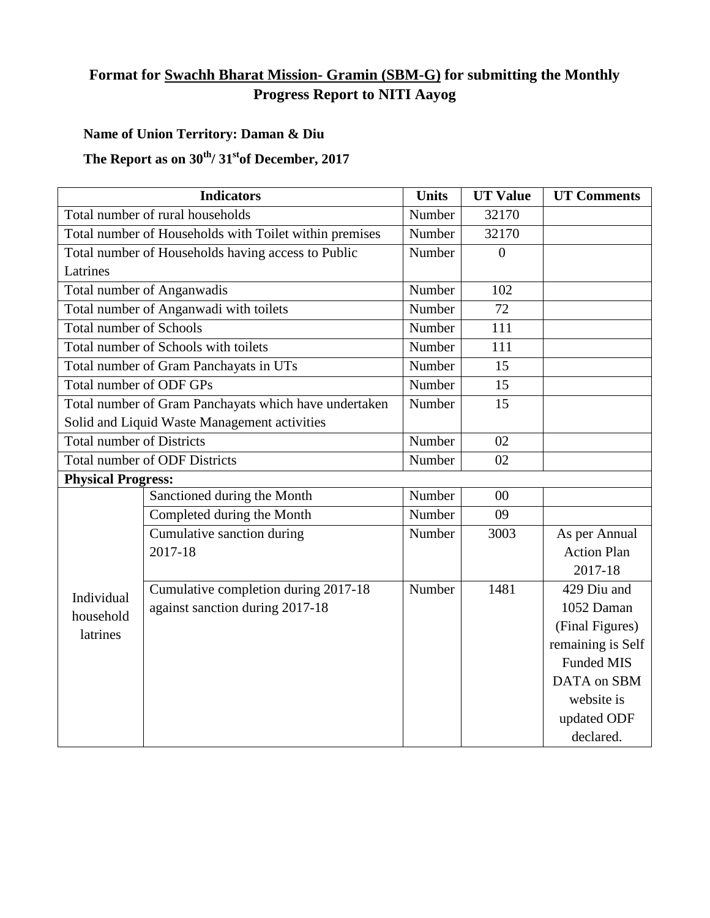## Format for Swachh Bharat Mission- Gramin (SBM-G) for submitting the Monthly Progress Report to NITI Aayog

**Name of Union Territory: Daman & Diu**

**The Report as on 30th/ 31st of December, 2017**

| Indicators | | Units | UT Value | UT Comments |
|---|---|---|---|---|
| Total number of rural households | | Number | 32170 | |
| Total number of Households with Toilet within premises | | Number | 32170 | |
| Total number of Households having access to Public Latrines | | Number | 0 | |
| Total number of Anganwadis | | Number | 102 | |
| Total number of Anganwadi with toilets | | Number | 72 | |
| Total number of Schools | | Number | 111 | |
| Total number of Schools with toilets | | Number | 111 | |
| Total number of Gram Panchayats in UTs | | Number | 15 | |
| Total number of ODF GPs | | Number | 15 | |
| Total number of Gram Panchayats which have undertaken Solid and Liquid Waste Management activities | | Number | 15 | |
| Total number of Districts | | Number | 02 | |
| Total number of ODF Districts | | Number | 02 | |
| **Physical Progress:** | | | | |
| Individual household latrines | Sanctioned during the Month | Number | 00 | |
| | Completed during the Month | Number | 09 | |
| | Cumulative sanction during 2017-18 | Number | 3003 | As per Annual Action Plan 2017-18 |
| | Cumulative completion during 2017-18 against sanction during 2017-18 | Number | 1481 | 429 Diu and 1052 Daman (Final Figures) remaining is Self Funded MIS DATA on SBM website is updated ODF declared. |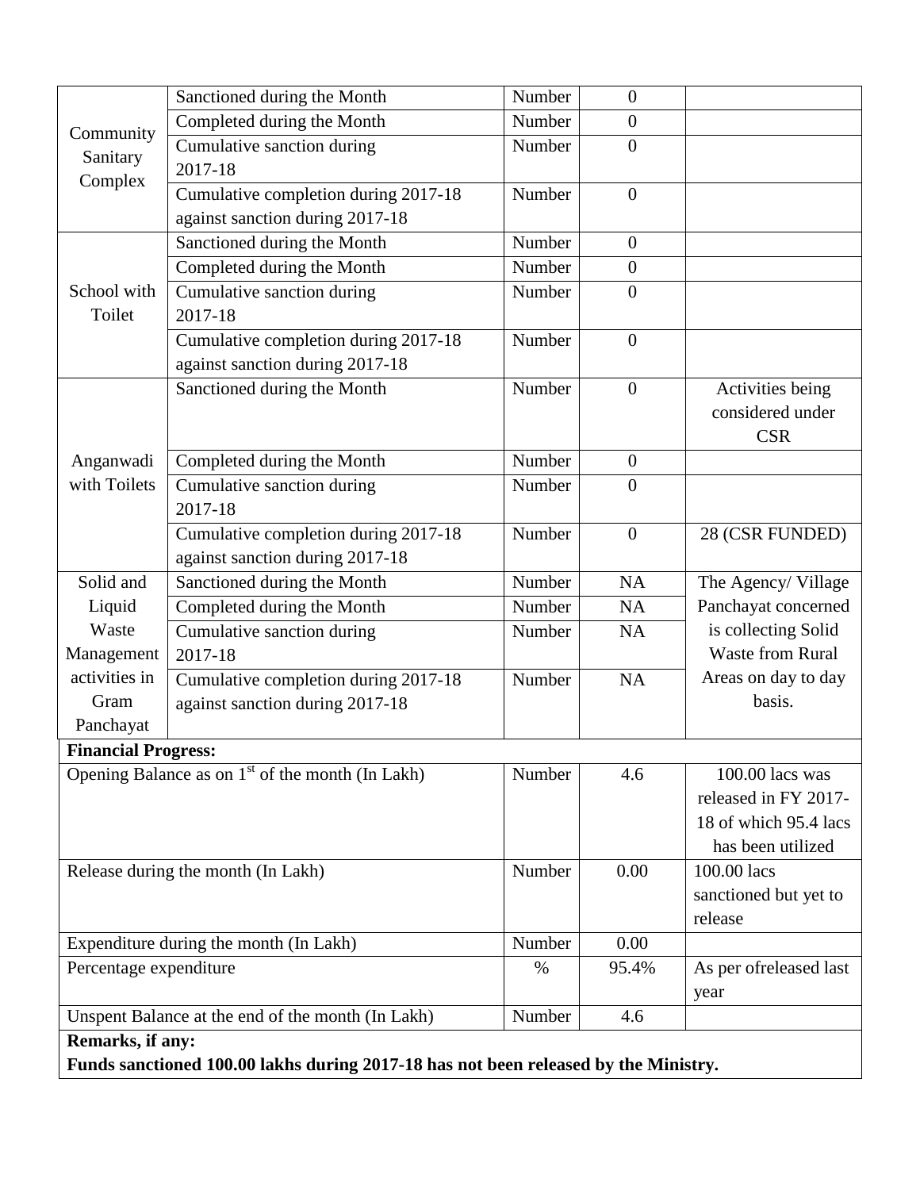| | | | | |
|---|---|---|---|---|
| Community Sanitary Complex | Sanctioned during the Month | Number | 0 | |
| | Completed during the Month | Number | 0 | |
| | Cumulative sanction during 2017-18 | Number | 0 | |
| | Cumulative completion during 2017-18 against sanction during 2017-18 | Number | 0 | |
| School with Toilet | Sanctioned during the Month | Number | 0 | |
| | Completed during the Month | Number | 0 | |
| | Cumulative sanction during 2017-18 | Number | 0 | |
| | Cumulative completion during 2017-18 against sanction during 2017-18 | Number | 0 | |
| Anganwadi with Toilets | Sanctioned during the Month | Number | 0 | Activities being considered under CSR |
| | Completed during the Month | Number | 0 | |
| | Cumulative sanction during 2017-18 | Number | 0 | |
| | Cumulative completion during 2017-18 against sanction during 2017-18 | Number | 0 | 28 (CSR FUNDED) |
| Solid and Liquid Waste Management activities in Gram Panchayat | Sanctioned during the Month | Number | NA | The Agency/ Village Panchayat concerned is collecting Solid Waste from Rural Areas on day to day basis. |
| | Completed during the Month | Number | NA | |
| | Cumulative sanction during 2017-18 | Number | NA | |
| | Cumulative completion during 2017-18 against sanction during 2017-18 | Number | NA | |
| **Financial Progress:** | | | | |
| Opening Balance as on 1st of the month (In Lakh) | | Number | 4.6 | 100.00 lacs was released in FY 2017-18 of which 95.4 lacs has been utilized |
| Release during the month (In Lakh) | | Number | 0.00 | 100.00 lacs sanctioned but yet to release |
| Expenditure during the month (In Lakh) | | Number | 0.00 | |
| Percentage expenditure | | % | 95.4% | As per ofreleased last year |
| Unspent Balance at the end of the month (In Lakh) | | Number | 4.6 | |

**Remarks, if any:**

**Funds sanctioned 100.00 lakhs during 2017-18 has not been released by the Ministry.**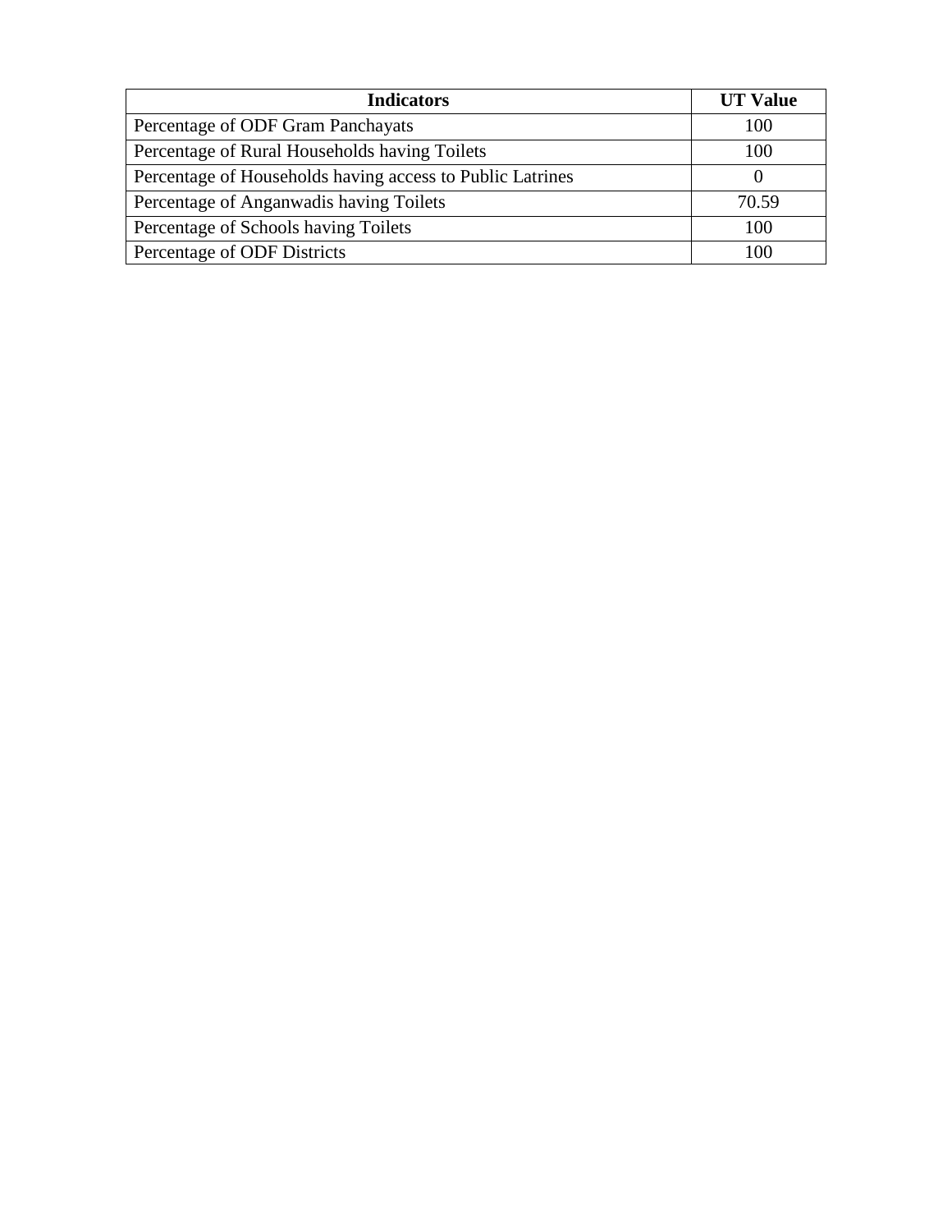| Indicators | UT Value |
| --- | --- |
| Percentage of ODF Gram Panchayats | 100 |
| Percentage of Rural Households having Toilets | 100 |
| Percentage of Households having access to Public Latrines | 0 |
| Percentage of Anganwadis having Toilets | 70.59 |
| Percentage of Schools having Toilets | 100 |
| Percentage of ODF Districts | 100 |